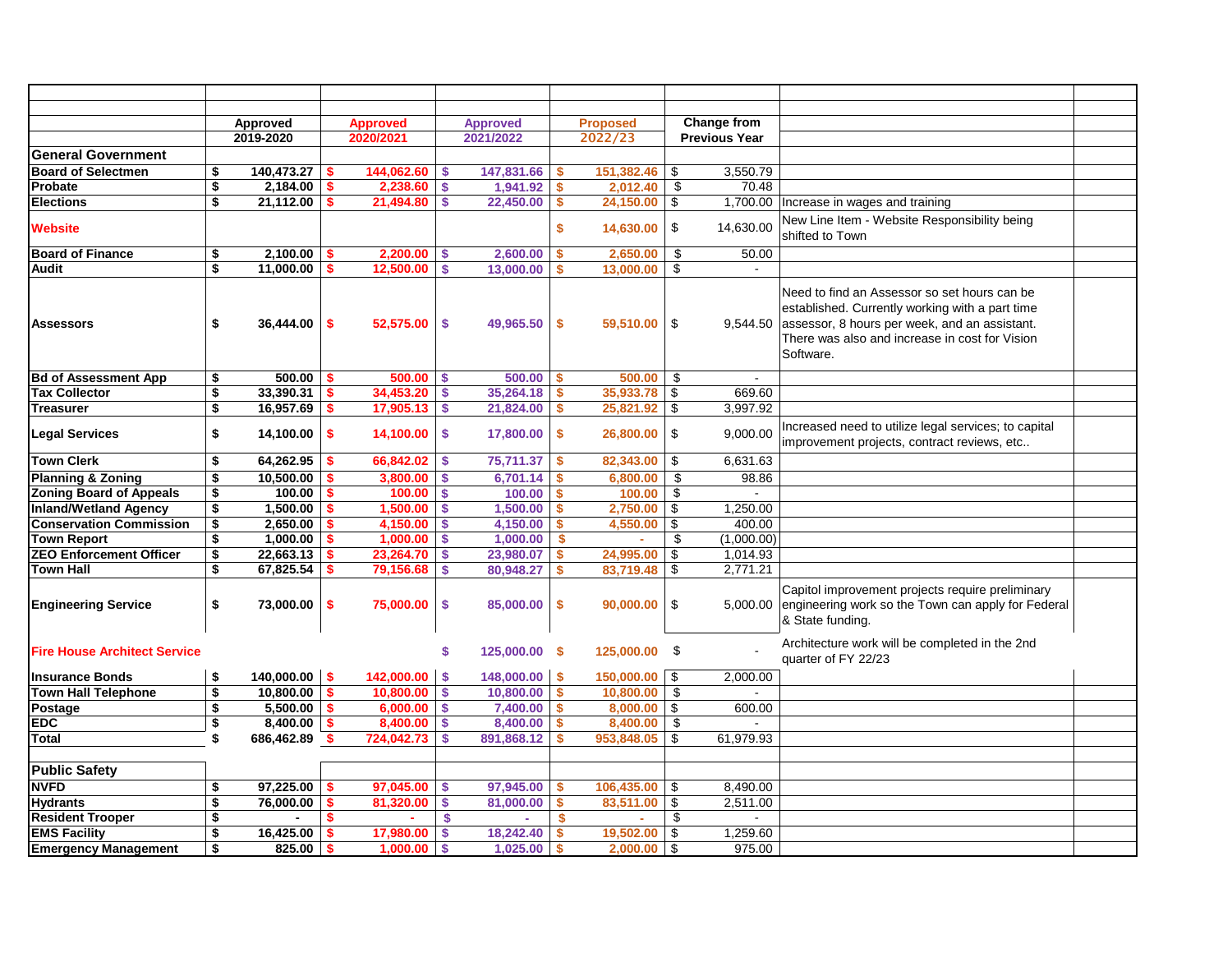| | Approved 2019-2020 | Approved 2020/2021 | Approved 2021/2022 | Proposed 2022/23 | Change from Previous Year | |
|---|---|---|---|---|---|---|
| **General Government** | | | | | | |
| **Board of Selectmen** | $ 140,473.27 | $ 144,062.60 | $ 147,831.66 | $ 151,382.46 | $ 3,550.79 | |
| **Probate** | $ 2,184.00 | $ 2,238.60 | $ 1,941.92 | $ 2,012.40 | $ 70.48 | |
| **Elections** | $ 21,112.00 | $ 21,494.80 | $ 22,450.00 | $ 24,150.00 | $ 1,700.00 | Increase in wages and training |
| **Website** | | | | $ 14,630.00 | $ 14,630.00 | New Line Item - Website Responsibility being shifted to Town |
| **Board of Finance** | $ 2,100.00 | $ 2,200.00 | $ 2,600.00 | $ 2,650.00 | $ 50.00 | |
| **Audit** | $ 11,000.00 | $ 12,500.00 | $ 13,000.00 | $ 13,000.00 | $ - | |
| **Assessors** | $ 36,444.00 | $ 52,575.00 | $ 49,965.50 | $ 59,510.00 | $ 9,544.50 | Need to find an Assessor so set hours can be established. Currently working with a part time assessor, 8 hours per week, and an assistant. There was also and increase in cost for Vision Software. |
| **Bd of Assessment App** | $ 500.00 | $ 500.00 | $ 500.00 | $ 500.00 | $ - | |
| **Tax Collector** | $ 33,390.31 | $ 34,453.20 | $ 35,264.18 | $ 35,933.78 | $ 669.60 | |
| **Treasurer** | $ 16,957.69 | $ 17,905.13 | $ 21,824.00 | $ 25,821.92 | $ 3,997.92 | |
| **Legal Services** | $ 14,100.00 | $ 14,100.00 | $ 17,800.00 | $ 26,800.00 | $ 9,000.00 | Increased need to utilize legal services; to capital improvement projects, contract reviews, etc.. |
| **Town Clerk** | $ 64,262.95 | $ 66,842.02 | $ 75,711.37 | $ 82,343.00 | $ 6,631.63 | |
| **Planning & Zoning** | $ 10,500.00 | $ 3,800.00 | $ 6,701.14 | $ 6,800.00 | $ 98.86 | |
| **Zoning Board of Appeals** | $ 100.00 | $ 100.00 | $ 100.00 | $ 100.00 | $ - | |
| **Inland/Wetland Agency** | $ 1,500.00 | $ 1,500.00 | $ 1,500.00 | $ 2,750.00 | $ 1,250.00 | |
| **Conservation Commission** | $ 2,650.00 | $ 4,150.00 | $ 4,150.00 | $ 4,550.00 | $ 400.00 | |
| **Town Report** | $ 1,000.00 | $ 1,000.00 | $ 1,000.00 | $ - | $ (1,000.00) | |
| **ZEO Enforcement Officer** | $ 22,663.13 | $ 23,264.70 | $ 23,980.07 | $ 24,995.00 | $ 1,014.93 | |
| **Town Hall** | $ 67,825.54 | $ 79,156.68 | $ 80,948.27 | $ 83,719.48 | $ 2,771.21 | |
| **Engineering Service** | $ 73,000.00 | $ 75,000.00 | $ 85,000.00 | $ 90,000.00 | $ 5,000.00 | Capitol improvement projects require preliminary engineering work so the Town can apply for Federal & State funding. |
| **Fire House Architect Service** | | | $ 125,000.00 | $ 125,000.00 | $ - | Architecture work will be completed in the 2nd quarter of FY 22/23 |
| **Insurance Bonds** | $ 140,000.00 | $ 142,000.00 | $ 148,000.00 | $ 150,000.00 | $ 2,000.00 | |
| **Town Hall Telephone** | $ 10,800.00 | $ 10,800.00 | $ 10,800.00 | $ 10,800.00 | $ - | |
| **Postage** | $ 5,500.00 | $ 6,000.00 | $ 7,400.00 | $ 8,000.00 | $ 600.00 | |
| **EDC** | $ 8,400.00 | $ 8,400.00 | $ 8,400.00 | $ 8,400.00 | $ - | |
| **Total** | $ 686,462.89 | $ 724,042.73 | $ 891,868.12 | $ 953,848.05 | $ 61,979.93 | |
| | | | | | | |
| **Public Safety** | | | | | | |
| **NVFD** | $ 97,225.00 | $ 97,045.00 | $ 97,945.00 | $ 106,435.00 | $ 8,490.00 | |
| **Hydrants** | $ 76,000.00 | $ 81,320.00 | $ 81,000.00 | $ 83,511.00 | $ 2,511.00 | |
| **Resident Trooper** | $ - | $ - | $ - | $ - | $ - | |
| **EMS Facility** | $ 16,425.00 | $ 17,980.00 | $ 18,242.40 | $ 19,502.00 | $ 1,259.60 | |
| **Emergency Management** | $ 825.00 | $ 1,000.00 | $ 1,025.00 | $ 2,000.00 | $ 975.00 | |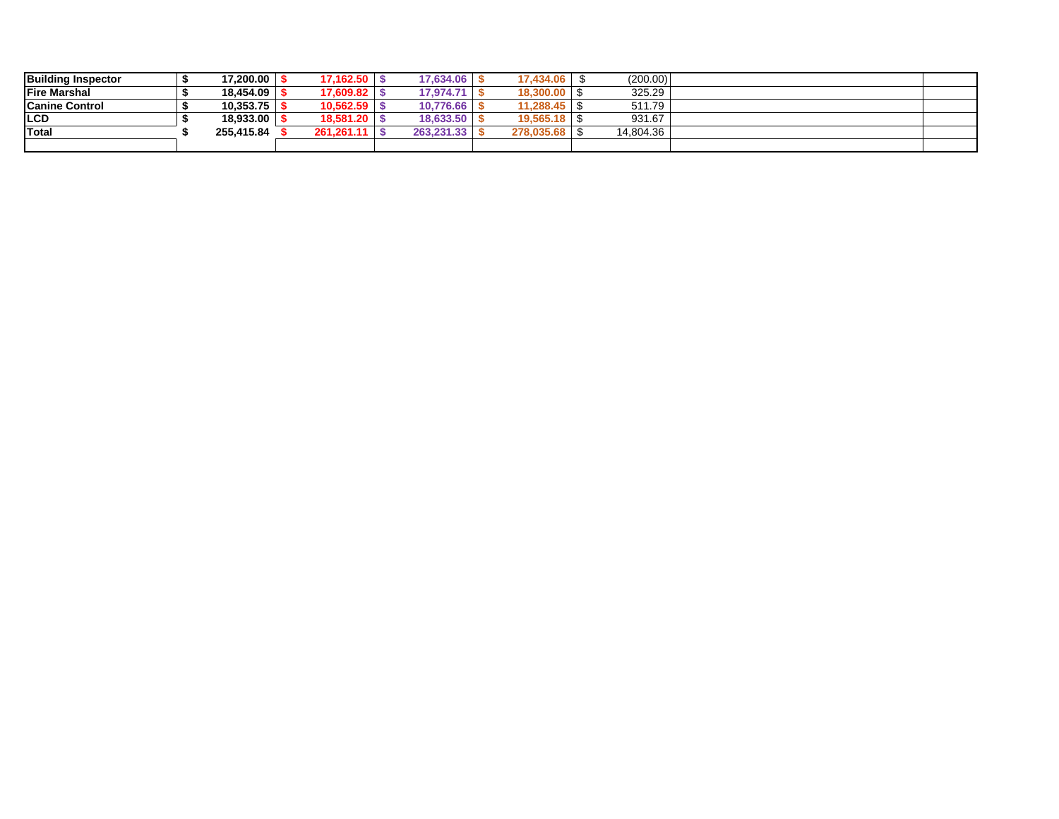| | | | | | | | |
|---|---|---|---|---|---|---|---|
| **Building Inspector** | **$ 17,200.00** | **$ 17,162.50** | **$ 17,634.06** | **$ 17,434.06** | $ (200.00) | | |
| **Fire Marshal** | **$ 18,454.09** | **$ 17,609.82** | **$ 17,974.71** | **$ 18,300.00** | $ 325.29 | | |
| **Canine Control** | **$ 10,353.75** | **$ 10,562.59** | **$ 10,776.66** | **$ 11,288.45** | $ 511.79 | | |
| **LCD** | **$ 18,933.00** | **$ 18,581.20** | **$ 18,633.50** | **$ 19,565.18** | $ 931.67 | | |
| **Total** | **$ 255,415.84** | **$ 261,261.11** | **$ 263,231.33** | **$ 278,035.68** | $ 14,804.36 | | |
| | | | | | | | |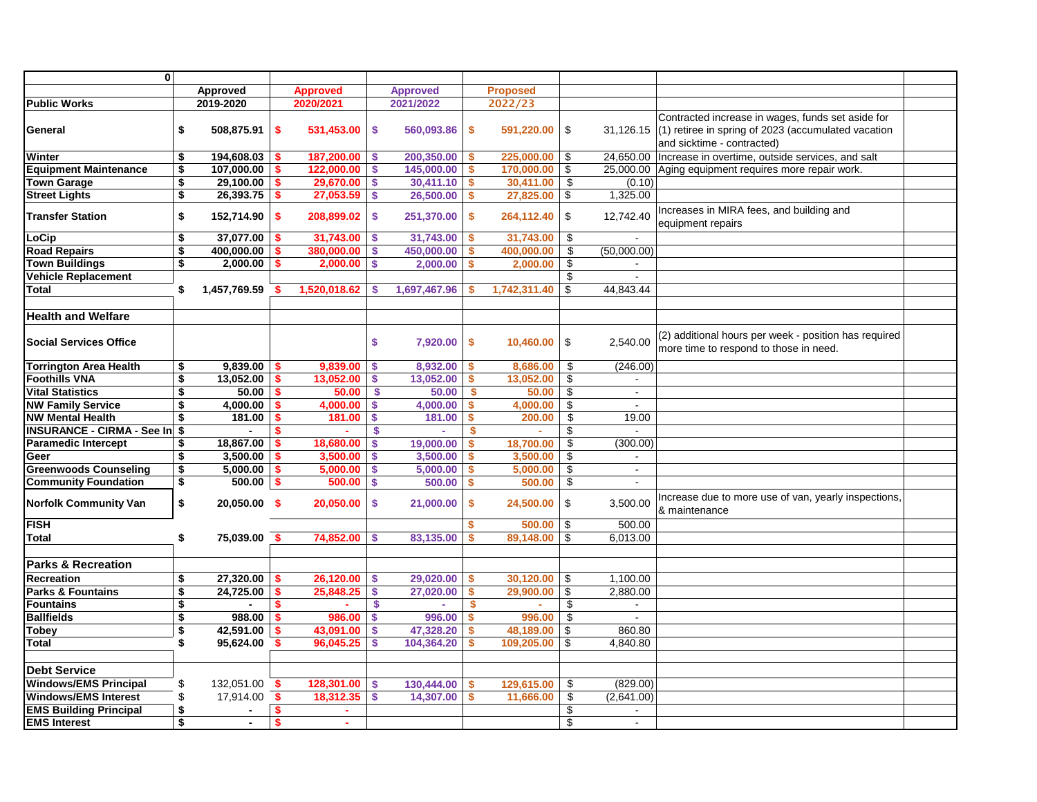| 0 | | | | | | | |
|---|---|---|---|---|---|---|---|
| | Approved | Approved | Approved | Proposed | | | |
| **Public Works** | 2019-2020 | 2020/2021 | 2021/2022 | 2022/23 | | | |
| **General** | $ 508,875.91 | $ 531,453.00 | $ 560,093.86 | $ 591,220.00 | $ 31,126.15 | Contracted increase in wages, funds set aside for (1) retiree in spring of 2023 (accumulated vacation and sicktime - contracted) | |
| **Winter** | $ 194,608.03 | $ 187,200.00 | $ 200,350.00 | $ 225,000.00 | $ 24,650.00 | Increase in overtime, outside services, and salt | |
| **Equipment Maintenance** | $ 107,000.00 | $ 122,000.00 | $ 145,000.00 | $ 170,000.00 | $ 25,000.00 | Aging equipment requires more repair work. | |
| **Town Garage** | $ 29,100.00 | $ 29,670.00 | $ 30,411.10 | $ 30,411.00 | $ (0.10) | | |
| **Street Lights** | $ 26,393.75 | $ 27,053.59 | $ 26,500.00 | $ 27,825.00 | $ 1,325.00 | | |
| **Transfer Station** | $ 152,714.90 | $ 208,899.02 | $ 251,370.00 | $ 264,112.40 | $ 12,742.40 | Increases in MIRA fees, and building and equipment repairs | |
| **LoCip** | $ 37,077.00 | $ 31,743.00 | $ 31,743.00 | $ 31,743.00 | $ - | | |
| **Road Repairs** | $ 400,000.00 | $ 380,000.00 | $ 450,000.00 | $ 400,000.00 | $ (50,000.00) | | |
| **Town Buildings** | $ 2,000.00 | $ 2,000.00 | $ 2,000.00 | $ 2,000.00 | $ - | | |
| **Vehicle Replacement** | | | | | $ - | | |
| **Total** | $ 1,457,769.59 | $ 1,520,018.62 | $ 1,697,467.96 | $ 1,742,311.40 | $ 44,843.44 | | |
| | | | | | | | |
| **Health and Welfare** | | | | | | | |
| **Social Services Office** | | | $ 7,920.00 | $ 10,460.00 | $ 2,540.00 | (2) additional hours per week - position has required more time to respond to those in need. | |
| **Torrington Area Health** | $ 9,839.00 | $ 9,839.00 | $ 8,932.00 | $ 8,686.00 | $ (246.00) | | |
| **Foothills VNA** | $ 13,052.00 | $ 13,052.00 | $ 13,052.00 | $ 13,052.00 | $ - | | |
| **Vital Statistics** | $ 50.00 | $ 50.00 | $ 50.00 | $ 50.00 | $ - | | |
| **NW Family Service** | $ 4,000.00 | $ 4,000.00 | $ 4,000.00 | $ 4,000.00 | $ - | | |
| **NW Mental Health** | $ 181.00 | $ 181.00 | $ 181.00 | $ 200.00 | $ 19.00 | | |
| **INSURANCE - CIRMA - See In** | $ - | $ - | $ - | $ - | $ - | | |
| **Paramedic Intercept** | $ 18,867.00 | $ 18,680.00 | $ 19,000.00 | $ 18,700.00 | $ (300.00) | | |
| **Geer** | $ 3,500.00 | $ 3,500.00 | $ 3,500.00 | $ 3,500.00 | $ - | | |
| **Greenwoods Counseling** | $ 5,000.00 | $ 5,000.00 | $ 5,000.00 | $ 5,000.00 | $ - | | |
| **Community Foundation** | $ 500.00 | $ 500.00 | $ 500.00 | $ 500.00 | $ - | | |
| **Norfolk Community Van** | $ 20,050.00 | $ 20,050.00 | $ 21,000.00 | $ 24,500.00 | $ 3,500.00 | Increase due to more use of van, yearly inspections, & maintenance | |
| **FISH** | | | | $ 500.00 | $ 500.00 | | |
| **Total** | $ 75,039.00 | $ 74,852.00 | $ 83,135.00 | $ 89,148.00 | $ 6,013.00 | | |
| | | | | | | | |
| **Parks & Recreation** | | | | | | | |
| **Recreation** | $ 27,320.00 | $ 26,120.00 | $ 29,020.00 | $ 30,120.00 | $ 1,100.00 | | |
| **Parks & Fountains** | $ 24,725.00 | $ 25,848.25 | $ 27,020.00 | $ 29,900.00 | $ 2,880.00 | | |
| **Fountains** | $ - | $ - | $ - | $ - | $ - | | |
| **Ballfields** | $ 988.00 | $ 986.00 | $ 996.00 | $ 996.00 | $ - | | |
| **Tobey** | $ 42,591.00 | $ 43,091.00 | $ 47,328.20 | $ 48,189.00 | $ 860.80 | | |
| **Total** | $ 95,624.00 | $ 96,045.25 | $ 104,364.20 | $ 109,205.00 | $ 4,840.80 | | |
| | | | | | | | |
| **Debt Service** | | | | | | | |
| **Windows/EMS Principal** | $ 132,051.00 | $ 128,301.00 | $ 130,444.00 | $ 129,615.00 | $ (829.00) | | |
| **Windows/EMS Interest** | $ 17,914.00 | $ 18,312.35 | $ 14,307.00 | $ 11,666.00 | $ (2,641.00) | | |
| **EMS Building Principal** | $ - | $ - | | | $ - | | |
| **EMS Interest** | $ - | $ - | | | $ - | | |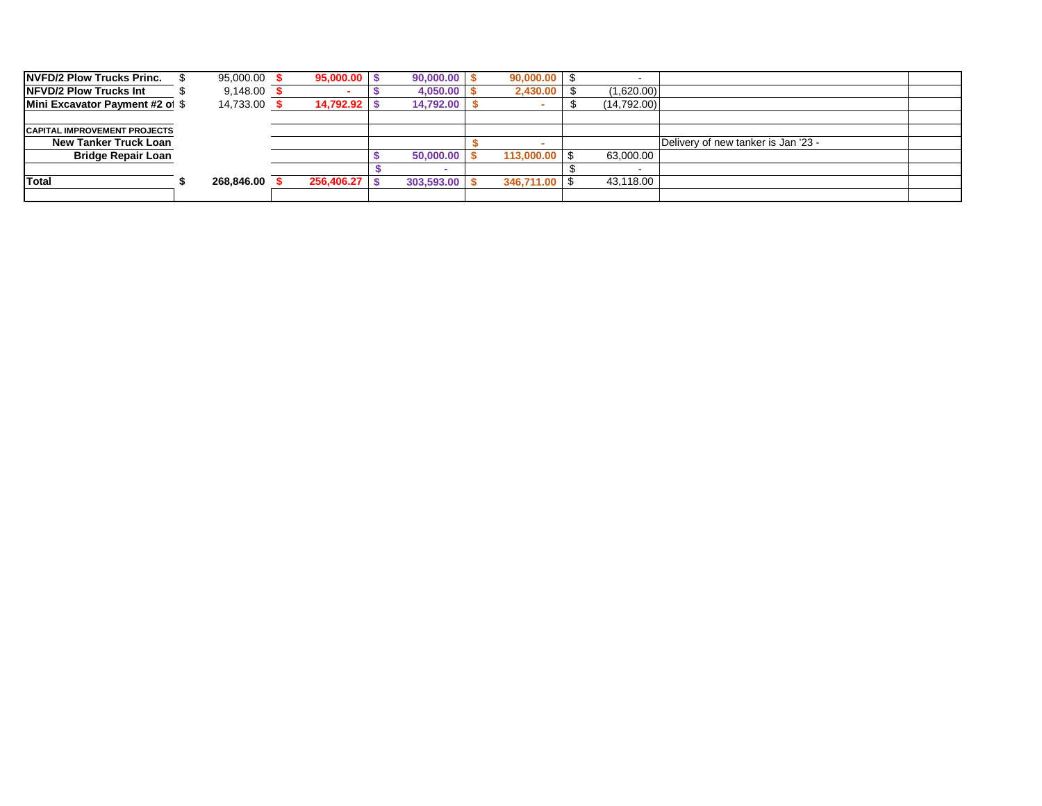| | | | | | | | |
|---|---|---|---|---|---|---|---|
| **NVFD/2 Plow Trucks Princ.** | $ 95,000.00 | **$ 95,000.00** | **$ 90,000.00** | **$ 90,000.00** | $ - | | |
| **NFVD/2 Plow Trucks Int** | $ 9,148.00 | **$ -** | **$ 4,050.00** | **$ 2,430.00** | $ (1,620.00) | | |
| **Mini Excavator Payment #2 of** | $ 14,733.00 | **$ 14,792.92** | **$ 14,792.00** | **$ -** | $ (14,792.00) | | |
| | | | | | | | |
| **CAPITAL IMPROVEMENT PROJECTS** | | | | | | | |
| **New Tanker Truck Loan** | | | | **$ -** | | Delivery of new tanker is Jan '23 - | |
| **Bridge Repair Loan** | | | **$ 50,000.00** | **$ 113,000.00** | $ 63,000.00 | | |
| | | | **$ -** | | $ - | | |
| **Total** | **$ 268,846.00** | **$ 256,406.27** | **$ 303,593.00** | **$ 346,711.00** | $ 43,118.00 | | |
| | | | | | | | |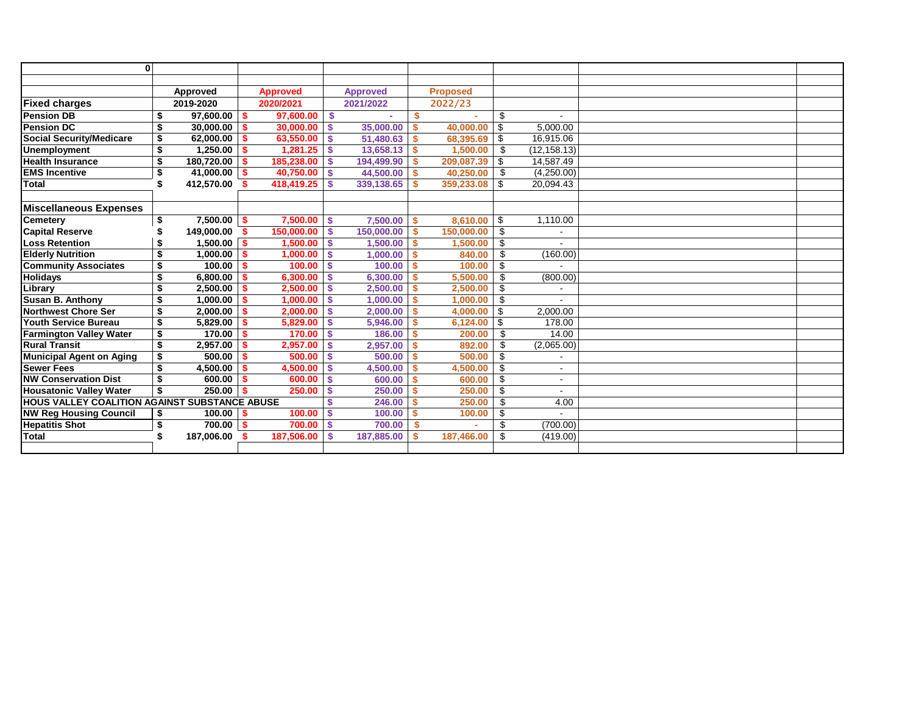| 0 | | | | | | | |
|---|---|---|---|---|---|---|---|
| | | | | | | | |
| | Approved | Approved | Approved | Proposed | | | |
| **Fixed charges** | 2019-2020 | 2020/2021 | 2021/2022 | 2022/23 | | | |
| **Pension DB** | $ 97,600.00 | $ 97,600.00 | $ - | $ - | $ - | | |
| **Pension DC** | $ 30,000.00 | $ 30,000.00 | $ 35,000.00 | $ 40,000.00 | $ 5,000.00 | | |
| **Social Security/Medicare** | $ 62,000.00 | $ 63,550.00 | $ 51,480.63 | $ 68,395.69 | $ 16,915.06 | | |
| **Unemployment** | $ 1,250.00 | $ 1,281.25 | $ 13,658.13 | $ 1,500.00 | $ (12,158.13) | | |
| **Health Insurance** | $ 180,720.00 | $ 185,238.00 | $ 194,499.90 | $ 209,087.39 | $ 14,587.49 | | |
| **EMS Incentive** | $ 41,000.00 | $ 40,750.00 | $ 44,500.00 | $ 40,250.00 | $ (4,250.00) | | |
| **Total** | $ 412,570.00 | $ 418,419.25 | $ 339,138.65 | $ 359,233.08 | $ 20,094.43 | | |
| | | | | | | | |
| **Miscellaneous Expenses** | | | | | | | |
| **Cemetery** | $ 7,500.00 | $ 7,500.00 | $ 7,500.00 | $ 8,610.00 | $ 1,110.00 | | |
| **Capital Reserve** | $ 149,000.00 | $ 150,000.00 | $ 150,000.00 | $ 150,000.00 | $ - | | |
| **Loss Retention** | $ 1,500.00 | $ 1,500.00 | $ 1,500.00 | $ 1,500.00 | $ - | | |
| **Elderly Nutrition** | $ 1,000.00 | $ 1,000.00 | $ 1,000.00 | $ 840.00 | $ (160.00) | | |
| **Community Associates** | $ 100.00 | $ 100.00 | $ 100.00 | $ 100.00 | $ - | | |
| **Holidays** | $ 6,800.00 | $ 6,300.00 | $ 6,300.00 | $ 5,500.00 | $ (800.00) | | |
| **Library** | $ 2,500.00 | $ 2,500.00 | $ 2,500.00 | $ 2,500.00 | $ - | | |
| **Susan B. Anthony** | $ 1,000.00 | $ 1,000.00 | $ 1,000.00 | $ 1,000.00 | $ - | | |
| **Northwest Chore Ser** | $ 2,000.00 | $ 2,000.00 | $ 2,000.00 | $ 4,000.00 | $ 2,000.00 | | |
| **Youth Service Bureau** | $ 5,829.00 | $ 5,829.00 | $ 5,946.00 | $ 6,124.00 | $ 178.00 | | |
| **Farmington Valley Water** | $ 170.00 | $ 170.00 | $ 186.00 | $ 200.00 | $ 14.00 | | |
| **Rural Transit** | $ 2,957.00 | $ 2,957.00 | $ 2,957.00 | $ 892.00 | $ (2,065.00) | | |
| **Municipal Agent on Aging** | $ 500.00 | $ 500.00 | $ 500.00 | $ 500.00 | $ - | | |
| **Sewer Fees** | $ 4,500.00 | $ 4,500.00 | $ 4,500.00 | $ 4,500.00 | $ - | | |
| **NW Conservation Dist** | $ 600.00 | $ 600.00 | $ 600.00 | $ 600.00 | $ - | | |
| **Housatonic Valley Water** | $ 250.00 | $ 250.00 | $ 250.00 | $ 250.00 | $ - | | |
| **HOUS VALLEY COALITION AGAINST SUBSTANCE ABUSE** | | | $ 246.00 | $ 250.00 | $ 4.00 | | |
| **NW Reg Housing Council** | $ 100.00 | $ 100.00 | $ 100.00 | $ 100.00 | $ - | | |
| **Hepatitis Shot** | $ 700.00 | $ 700.00 | $ 700.00 | $ - | $ (700.00) | | |
| **Total** | $ 187,006.00 | $ 187,506.00 | $ 187,885.00 | $ 187,466.00 | $ (419.00) | | |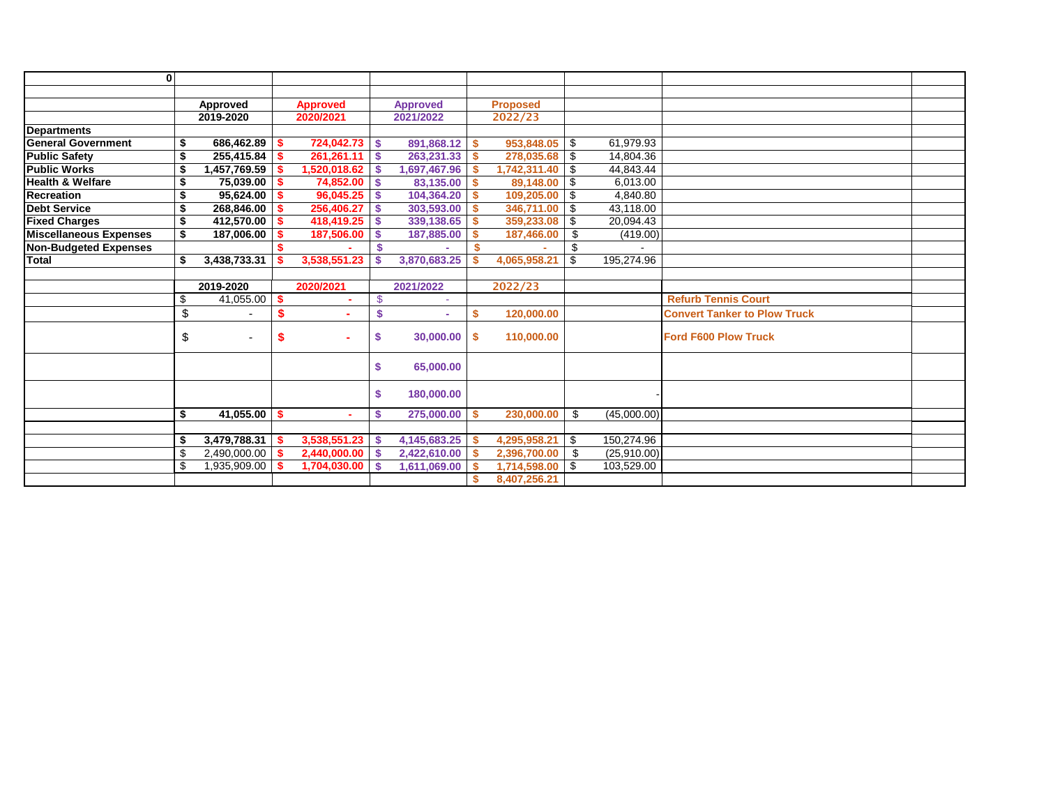| 0 | | | | | | | |
|---|---|---|---|---|---|---|---|
| | Approved 2019-2020 | Approved 2020/2021 | Approved 2021/2022 | Proposed 2022/23 | | | |
| **Departments** | | | | | | | |
| **General Government** | **$ 686,462.89** | **$ 724,042.73** | **$ 891,868.12** | **$ 953,848.05** | $ 61,979.93 | | |
| **Public Safety** | **$ 255,415.84** | **$ 261,261.11** | **$ 263,231.33** | **$ 278,035.68** | $ 14,804.36 | | |
| **Public Works** | **$ 1,457,769.59** | **$ 1,520,018.62** | **$ 1,697,467.96** | **$ 1,742,311.40** | $ 44,843.44 | | |
| **Health & Welfare** | **$ 75,039.00** | **$ 74,852.00** | **$ 83,135.00** | **$ 89,148.00** | $ 6,013.00 | | |
| **Recreation** | **$ 95,624.00** | **$ 96,045.25** | **$ 104,364.20** | **$ 109,205.00** | $ 4,840.80 | | |
| **Debt Service** | **$ 268,846.00** | **$ 256,406.27** | **$ 303,593.00** | **$ 346,711.00** | $ 43,118.00 | | |
| **Fixed Charges** | **$ 412,570.00** | **$ 418,419.25** | **$ 339,138.65** | **$ 359,233.08** | $ 20,094.43 | | |
| **Miscellaneous Expenses** | **$ 187,006.00** | **$ 187,506.00** | **$ 187,885.00** | **$ 187,466.00** | $ (419.00) | | |
| **Non-Budgeted Expenses** | | **$ -** | **$ -** | **$ -** | $ - | | |
| **Total** | **$ 3,438,733.31** | **$ 3,538,551.23** | **$ 3,870,683.25** | **$ 4,065,958.21** | $ 195,274.96 | | |
| | | | | | | | |
| | 2019-2020 | 2020/2021 | 2021/2022 | 2022/23 | | | |
| | $ 41,055.00 | **$ -** | $ - | | | **Refurb Tennis Court** | |
| | $ - | **$ -** | **$ -** | **$ 120,000.00** | | **Convert Tanker to Plow Truck** | |
| | $ - | **$ -** | **$ 30,000.00** | **$ 110,000.00** | | **Ford F600 Plow Truck** | |
| | | | **$ 65,000.00** | | | | |
| | | | **$ 180,000.00** | | - | | |
| | **$ 41,055.00** | **$ -** | **$ 275,000.00** | **$ 230,000.00** | $ (45,000.00) | | |
| | | | | | | | |
| | **$ 3,479,788.31** | **$ 3,538,551.23** | **$ 4,145,683.25** | **$ 4,295,958.21** | $ 150,274.96 | | |
| | $ 2,490,000.00 | **$ 2,440,000.00** | **$ 2,422,610.00** | **$ 2,396,700.00** | $ (25,910.00) | | |
| | $ 1,935,909.00 | **$ 1,704,030.00** | **$ 1,611,069.00** | **$ 1,714,598.00** | $ 103,529.00 | | |
| | | | | **$ 8,407,256.21** | | | |